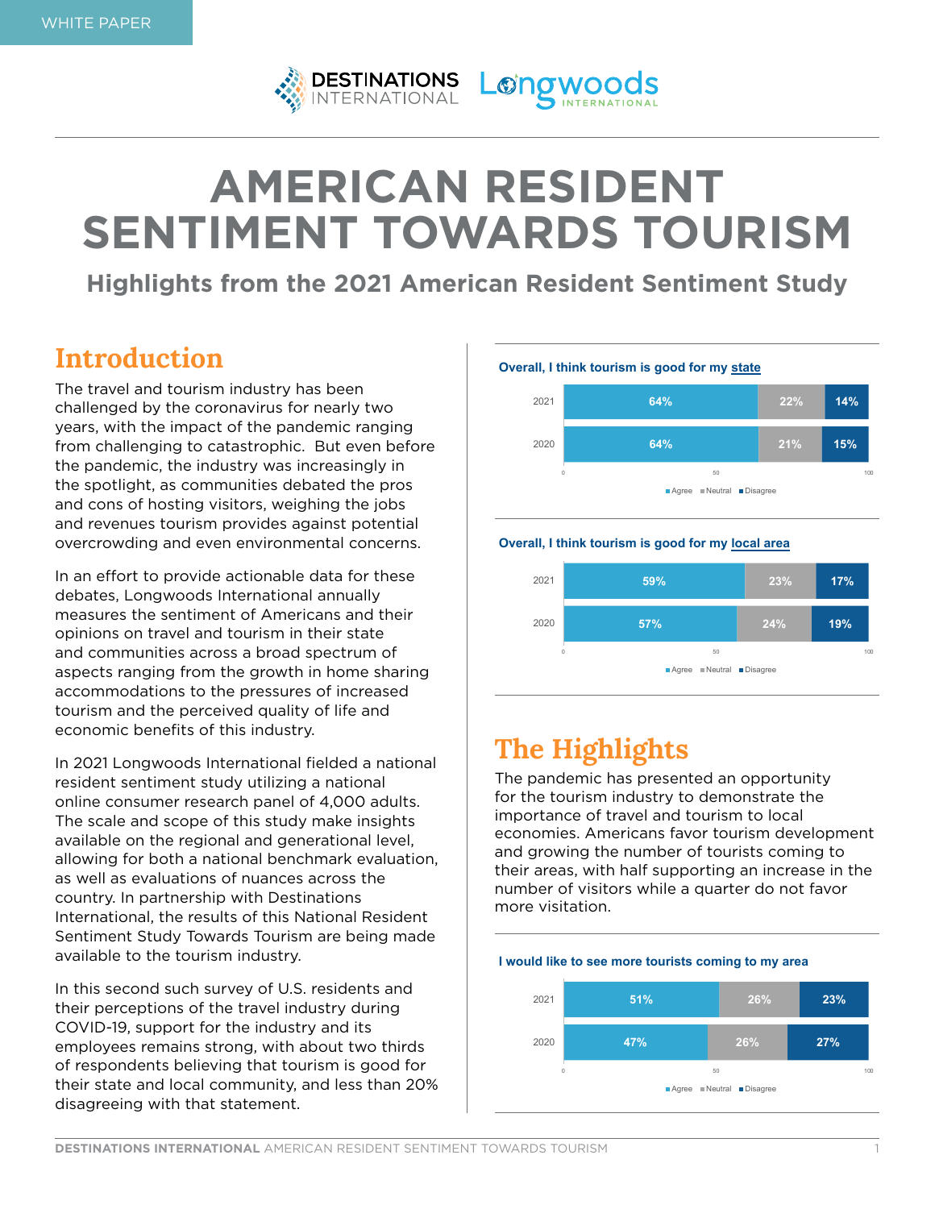WHITE PAPER

DESTINATIONS INTERNATIONAL Longwoods INTERNATIONAL

# AMERICAN RESIDENT SENTIMENT TOWARDS TOURISM

### Highlights from the 2021 American Resident Sentiment Study

## Introduction

The travel and tourism industry has been challenged by the coronavirus for nearly two years, with the impact of the pandemic ranging from challenging to catastrophic. But even before the pandemic, the industry was increasingly in the spotlight, as communities debated the pros and cons of hosting visitors, weighing the jobs and revenues tourism provides against potential overcrowding and even environmental concerns.

In an effort to provide actionable data for these debates, Longwoods International annually measures the sentiment of Americans and their opinions on travel and tourism in their state and communities across a broad spectrum of aspects ranging from the growth in home sharing accommodations to the pressures of increased tourism and the perceived quality of life and economic benefits of this industry.

In 2021 Longwoods International fielded a national resident sentiment study utilizing a national online consumer research panel of 4,000 adults. The scale and scope of this study make insights available on the regional and generational level, allowing for both a national benchmark evaluation, as well as evaluations of nuances across the country. In partnership with Destinations International, the results of this National Resident Sentiment Study Towards Tourism are being made available to the tourism industry.

In this second such survey of U.S. residents and their perceptions of the travel industry during COVID-19, support for the industry and its employees remains strong, with about two thirds of respondents believing that tourism is good for their state and local community, and less than 20% disagreeing with that statement.

**Overall, I think tourism is good for my state**

2021: 64% 22% 14%
2020: 64% 21% 15%
0 50 100
Agree Neutral Disagree

**Overall, I think tourism is good for my local area**

2021: 59% 23% 17%
2020: 57% 24% 19%
0 50 100
Agree Neutral Disagree

## The Highlights

The pandemic has presented an opportunity for the tourism industry to demonstrate the importance of travel and tourism to local economies. Americans favor tourism development and growing the number of tourists coming to their areas, with half supporting an increase in the number of visitors while a quarter do not favor more visitation.

**I would like to see more tourists coming to my area**

2021: 51% 26% 23%
2020: 47% 26% 27%
0 50 100
Agree Neutral Disagree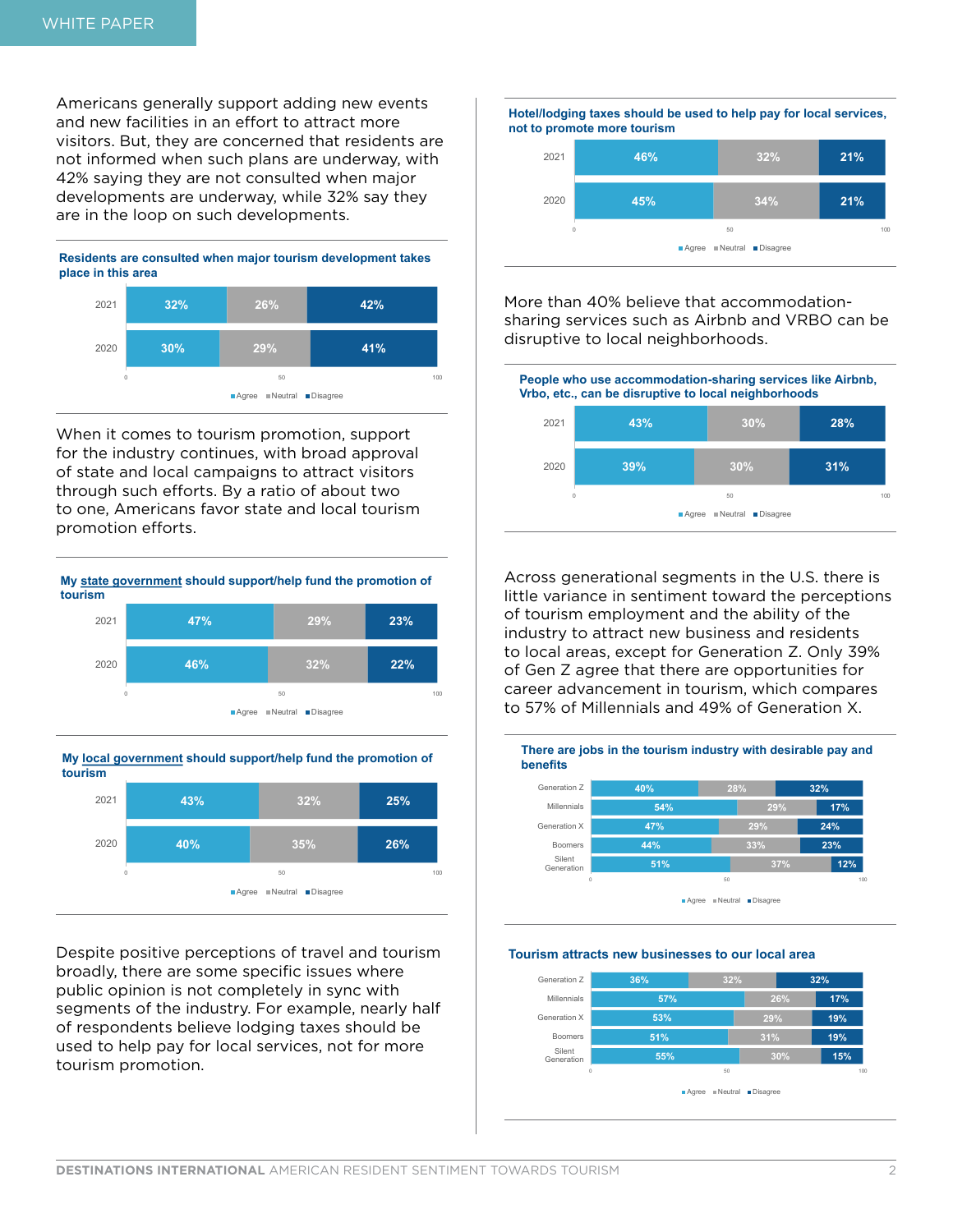Americans generally support adding new events and new facilities in an effort to attract more visitors. But, they are concerned that residents are not informed when such plans are underway, with 42% saying they are not consulted when major developments are underway, while 32% say they are in the loop on such developments.

**Residents are consulted when major tourism development takes place in this area**

2021: 32% 26% 42%
2020: 30% 29% 41%
0 50 100
Agree Neutral Disagree

When it comes to tourism promotion, support for the industry continues, with broad approval of state and local campaigns to attract visitors through such efforts. By a ratio of about two to one, Americans favor state and local tourism promotion efforts.

**My state government should support/help fund the promotion of tourism**

2021: 47% 29% 23%
2020: 46% 32% 22%
0 50 100
Agree Neutral Disagree

**My local government should support/help fund the promotion of tourism**

2021: 43% 32% 25%
2020: 40% 35% 26%
0 50 100
Agree Neutral Disagree

Despite positive perceptions of travel and tourism broadly, there are some specific issues where public opinion is not completely in sync with segments of the industry. For example, nearly half of respondents believe lodging taxes should be used to help pay for local services, not for more tourism promotion.

**Hotel/lodging taxes should be used to help pay for local services, not to promote more tourism**

2021: 46% 32% 21%
2020: 45% 34% 21%
0 50 100
Agree Neutral Disagree

More than 40% believe that accommodation-sharing services such as Airbnb and VRBO can be disruptive to local neighborhoods.

**People who use accommodation-sharing services like Airbnb, Vrbo, etc., can be disruptive to local neighborhoods**

2021: 43% 30% 28%
2020: 39% 30% 31%
0 50 100
Agree Neutral Disagree

Across generational segments in the U.S. there is little variance in sentiment toward the perceptions of tourism employment and the ability of the industry to attract new business and residents to local areas, except for Generation Z. Only 39% of Gen Z agree that there are opportunities for career advancement in tourism, which compares to 57% of Millennials and 49% of Generation X.

**There are jobs in the tourism industry with desirable pay and benefits**

Generation Z: 40% 28% 32%
Millennials: 54% 29% 17%
Generation X: 47% 29% 24%
Boomers: 44% 33% 23%
Silent Generation: 51% 37% 12%
0 50 100
Agree Neutral Disagree

**Tourism attracts new businesses to our local area**

Generation Z: 36% 32% 32%
Millennials: 57% 26% 17%
Generation X: 53% 29% 19%
Boomers: 51% 31% 19%
Silent Generation: 55% 30% 15%
0 50 100
Agree Neutral Disagree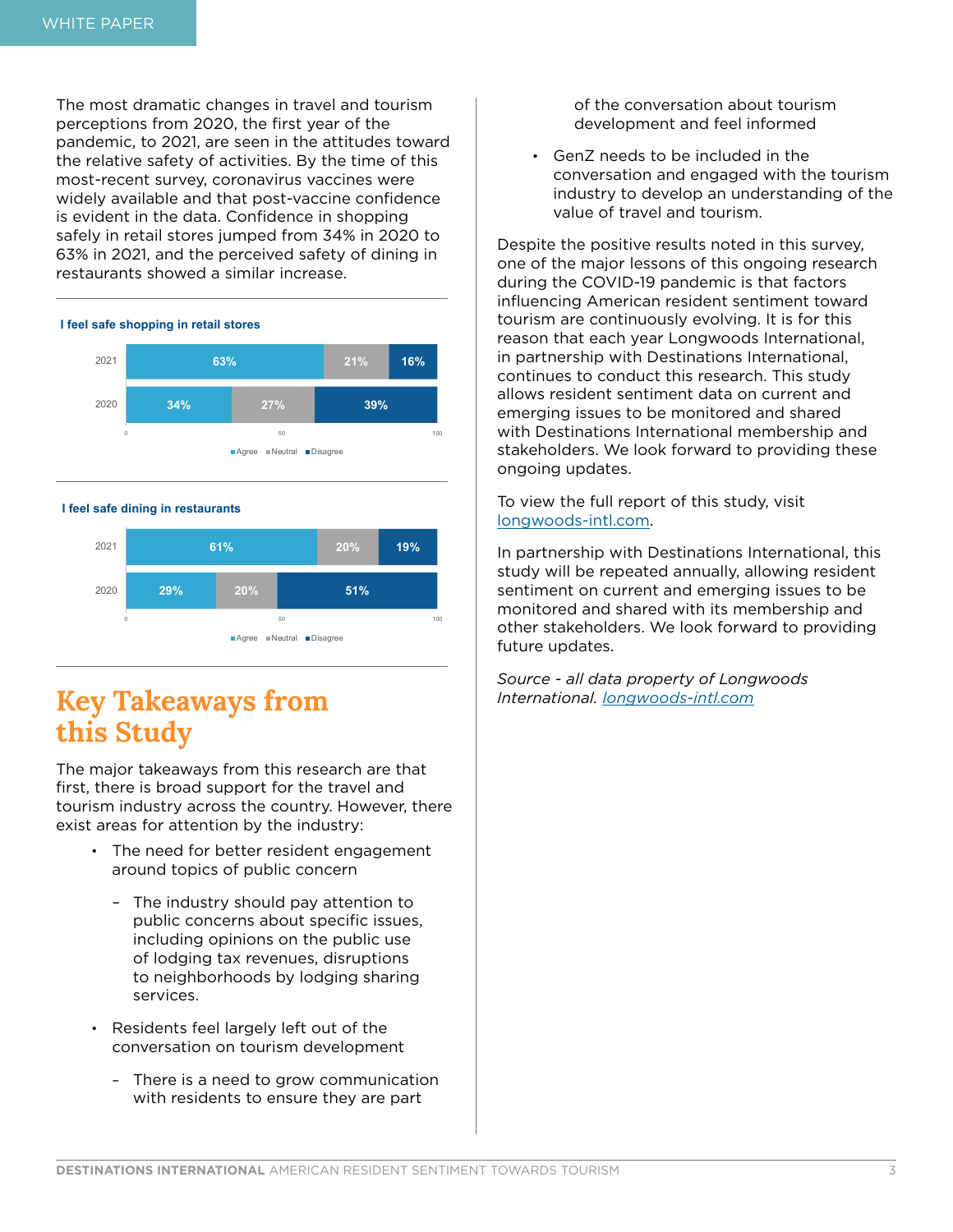The most dramatic changes in travel and tourism perceptions from 2020, the first year of the pandemic, to 2021, are seen in the attitudes toward the relative safety of activities. By the time of this most-recent survey, coronavirus vaccines were widely available and that post-vaccine confidence is evident in the data. Confidence in shopping safely in retail stores jumped from 34% in 2020 to 63% in 2021, and the perceived safety of dining in restaurants showed a similar increase.

**I feel safe shopping in retail stores**

2021
63%
21%
16%

2020
34%
27%
39%

0
50
100

Agree Neutral Disagree

**I feel safe dining in restaurants**

2021
61%
20%
19%

2020
29%
20%
51%

0
50
100

Agree Neutral Disagree

## Key Takeaways from this Study

The major takeaways from this research are that first, there is broad support for the travel and tourism industry across the country. However, there exist areas for attention by the industry:

- The need for better resident engagement around topics of public concern
  - The industry should pay attention to public concerns about specific issues, including opinions on the public use of lodging tax revenues, disruptions to neighborhoods by lodging sharing services.
- Residents feel largely left out of the conversation on tourism development
  - There is a need to grow communication with residents to ensure they are part of the conversation about tourism development and feel informed
- GenZ needs to be included in the conversation and engaged with the tourism industry to develop an understanding of the value of travel and tourism.

Despite the positive results noted in this survey, one of the major lessons of this ongoing research during the COVID-19 pandemic is that factors influencing American resident sentiment toward tourism are continuously evolving. It is for this reason that each year Longwoods International, in partnership with Destinations International, continues to conduct this research. This study allows resident sentiment data on current and emerging issues to be monitored and shared with Destinations International membership and stakeholders. We look forward to providing these ongoing updates.

To view the full report of this study, visit longwoods-intl.com.

In partnership with Destinations International, this study will be repeated annually, allowing resident sentiment on current and emerging issues to be monitored and shared with its membership and other stakeholders. We look forward to providing future updates.

*Source - all data property of Longwoods International. longwoods-intl.com*